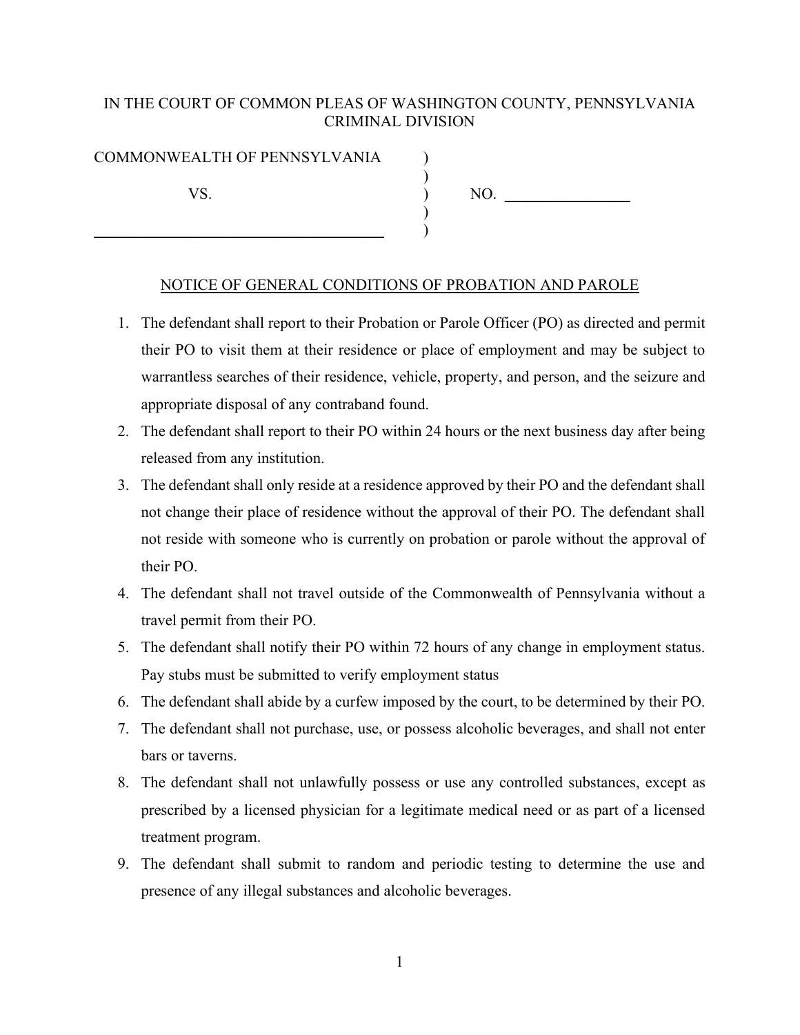IN THE COURT OF COMMON PLEAS OF WASHINGTON COUNTY, PENNSYLVANIA
CRIMINAL DIVISION

COMMONWEALTH OF PENNSYLVANIA )

VS. ) NO. ________________

____________________________________ )

NOTICE OF GENERAL CONDITIONS OF PROBATION AND PAROLE

1. The defendant shall report to their Probation or Parole Officer (PO) as directed and permit their PO to visit them at their residence or place of employment and may be subject to warrantless searches of their residence, vehicle, property, and person, and the seizure and appropriate disposal of any contraband found.
2. The defendant shall report to their PO within 24 hours or the next business day after being released from any institution.
3. The defendant shall only reside at a residence approved by their PO and the defendant shall not change their place of residence without the approval of their PO. The defendant shall not reside with someone who is currently on probation or parole without the approval of their PO.
4. The defendant shall not travel outside of the Commonwealth of Pennsylvania without a travel permit from their PO.
5. The defendant shall notify their PO within 72 hours of any change in employment status. Pay stubs must be submitted to verify employment status
6. The defendant shall abide by a curfew imposed by the court, to be determined by their PO.
7. The defendant shall not purchase, use, or possess alcoholic beverages, and shall not enter bars or taverns.
8. The defendant shall not unlawfully possess or use any controlled substances, except as prescribed by a licensed physician for a legitimate medical need or as part of a licensed treatment program.
9. The defendant shall submit to random and periodic testing to determine the use and presence of any illegal substances and alcoholic beverages.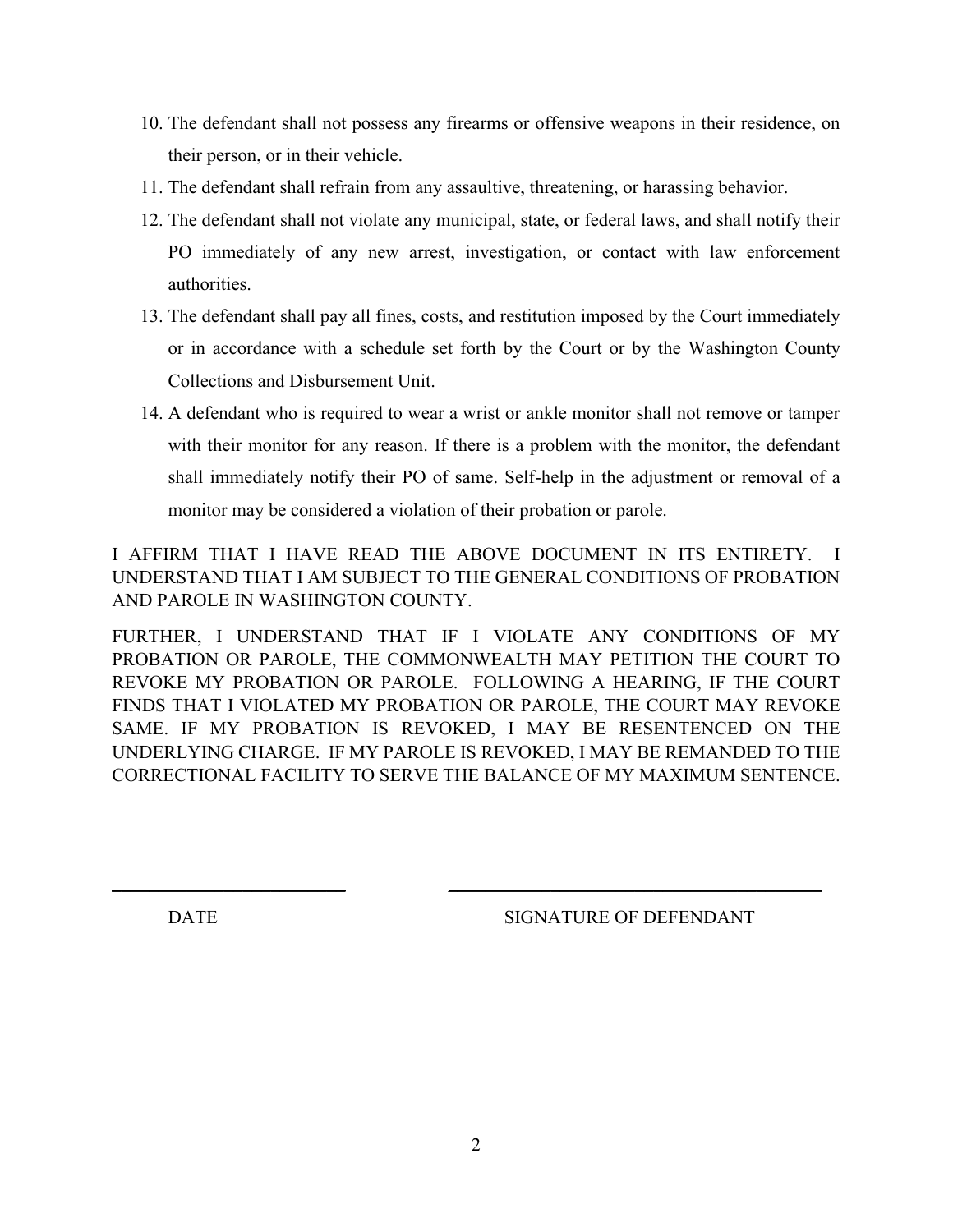10. The defendant shall not possess any firearms or offensive weapons in their residence, on their person, or in their vehicle.
11. The defendant shall refrain from any assaultive, threatening, or harassing behavior.
12. The defendant shall not violate any municipal, state, or federal laws, and shall notify their PO immediately of any new arrest, investigation, or contact with law enforcement authorities.
13. The defendant shall pay all fines, costs, and restitution imposed by the Court immediately or in accordance with a schedule set forth by the Court or by the Washington County Collections and Disbursement Unit.
14. A defendant who is required to wear a wrist or ankle monitor shall not remove or tamper with their monitor for any reason. If there is a problem with the monitor, the defendant shall immediately notify their PO of same. Self-help in the adjustment or removal of a monitor may be considered a violation of their probation or parole.

I AFFIRM THAT I HAVE READ THE ABOVE DOCUMENT IN ITS ENTIRETY. I UNDERSTAND THAT I AM SUBJECT TO THE GENERAL CONDITIONS OF PROBATION AND PAROLE IN WASHINGTON COUNTY.

FURTHER, I UNDERSTAND THAT IF I VIOLATE ANY CONDITIONS OF MY PROBATION OR PAROLE, THE COMMONWEALTH MAY PETITION THE COURT TO REVOKE MY PROBATION OR PAROLE. FOLLOWING A HEARING, IF THE COURT FINDS THAT I VIOLATED MY PROBATION OR PAROLE, THE COURT MAY REVOKE SAME. IF MY PROBATION IS REVOKED, I MAY BE RESENTENCED ON THE UNDERLYING CHARGE. IF MY PAROLE IS REVOKED, I MAY BE REMANDED TO THE CORRECTIONAL FACILITY TO SERVE THE BALANCE OF MY MAXIMUM SENTENCE.

\_\_\_\_\_\_\_\_\_\_\_\_\_\_\_\_\_\_\_\_\_\_\_\_ \_\_\_\_\_\_\_\_\_\_\_\_\_\_\_\_\_\_\_\_\_\_\_\_\_\_\_\_\_\_\_\_\_\_\_\_\_\_

DATE SIGNATURE OF DEFENDANT